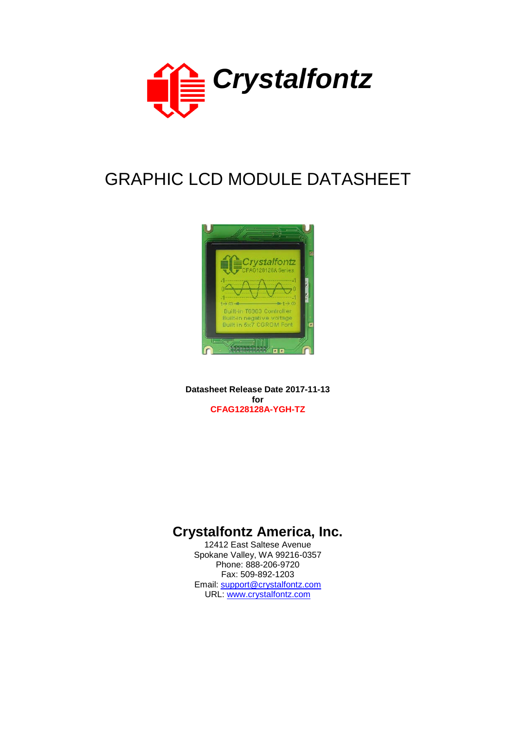# Crystalfontz

# GRAPHIC LCD MODULE DATASHEET

**Datasheet Release Date 2017-11-13**
**for**
**CFAG128128A-YGH-TZ**

## Crystalfontz America, Inc.

12412 East Saltese Avenue
Spokane Valley, WA 99216-0357
Phone: 888-206-9720
Fax: 509-892-1203
Email: support@crystalfontz.com
URL: www.crystalfontz.com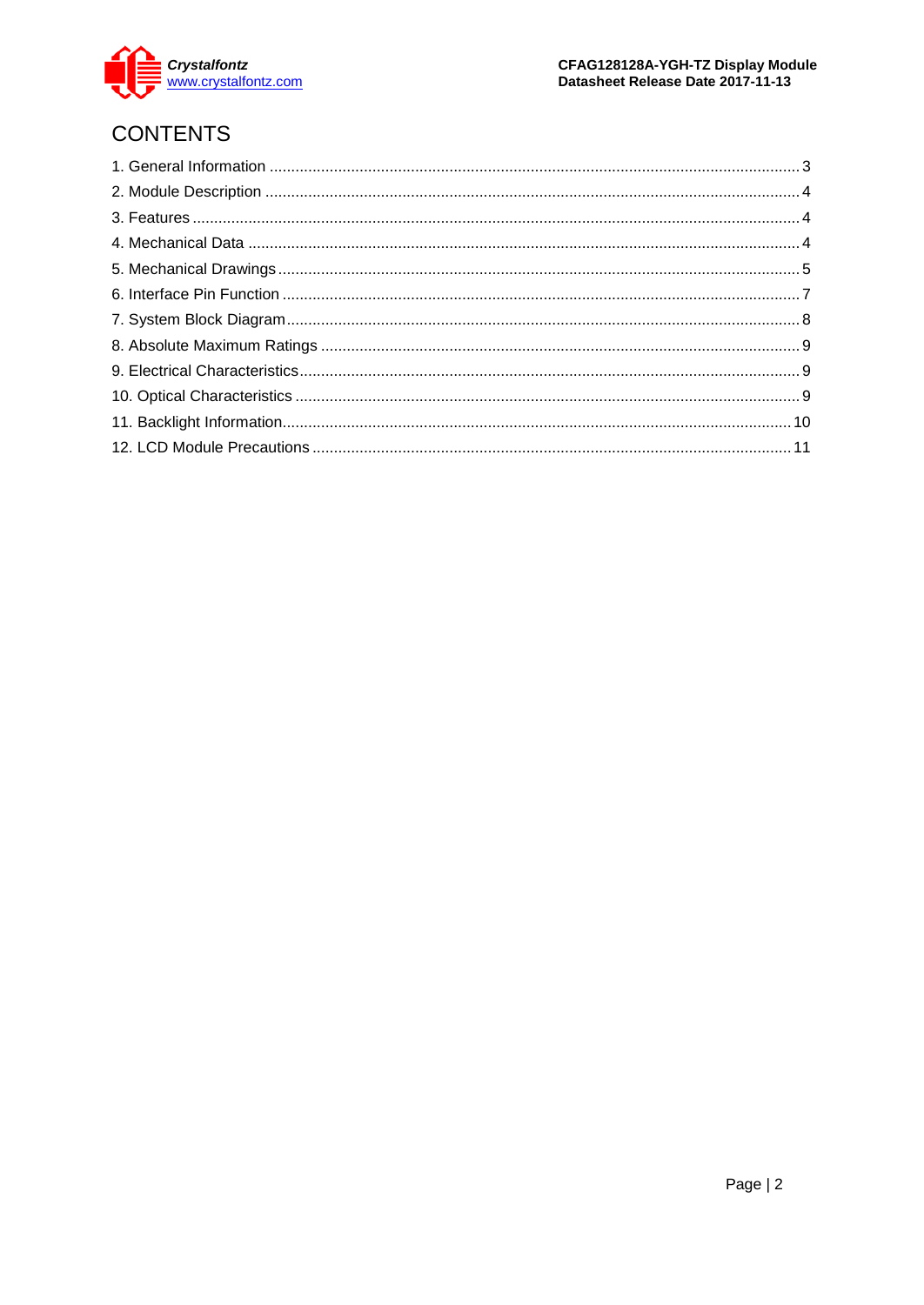# CONTENTS

1. General Information .......... 3
2. Module Description .......... 4
3. Features .......... 4
4. Mechanical Data .......... 4
5. Mechanical Drawings .......... 5
6. Interface Pin Function .......... 7
7. System Block Diagram .......... 8
8. Absolute Maximum Ratings .......... 9
9. Electrical Characteristics .......... 9
10. Optical Characteristics .......... 9
11. Backlight Information .......... 10
12. LCD Module Precautions .......... 11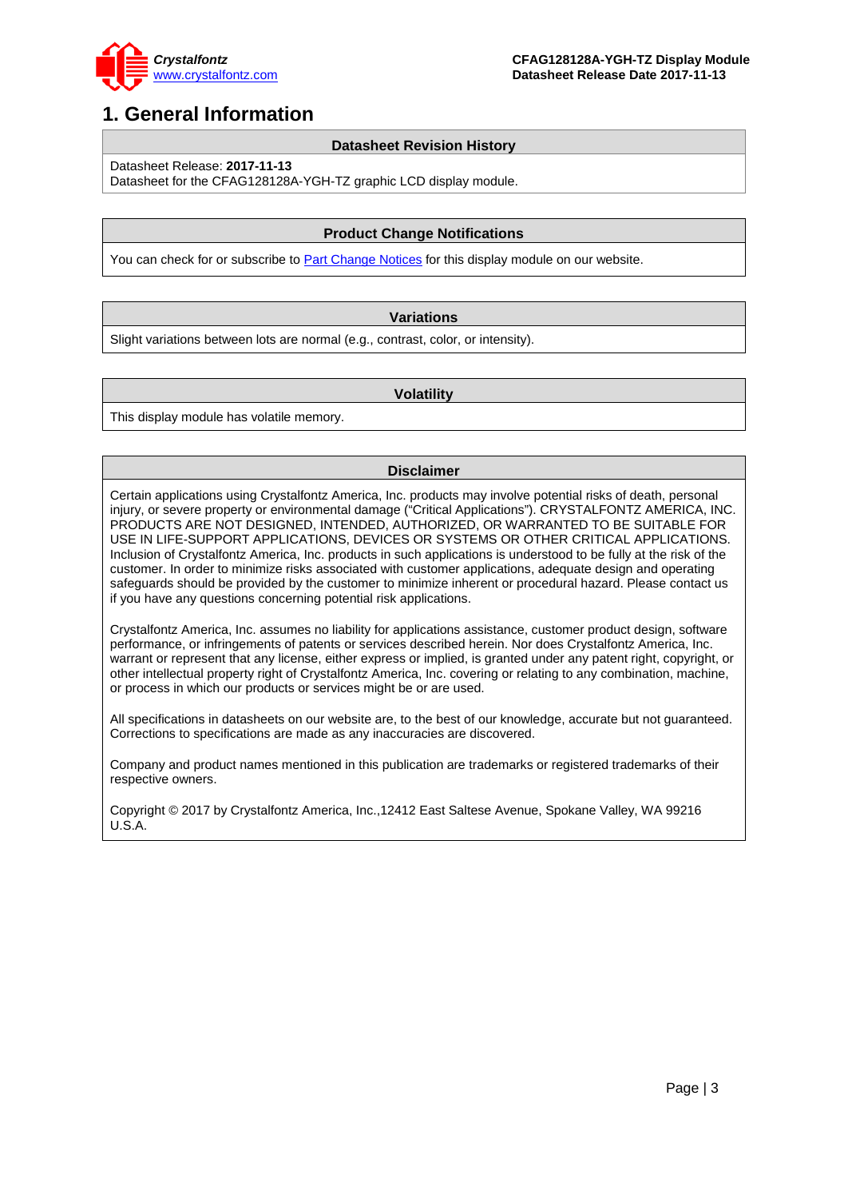# 1. General Information

| Datasheet Revision History |
| --- |
| Datasheet Release: **2017-11-13**<br>Datasheet for the CFAG128128A-YGH-TZ graphic LCD display module. |

| Product Change Notifications |
| --- |
| You can check for or subscribe to Part Change Notices for this display module on our website. |

| Variations |
| --- |
| Slight variations between lots are normal (e.g., contrast, color, or intensity). |

| Volatility |
| --- |
| This display module has volatile memory. |

| Disclaimer |
| --- |
| Certain applications using Crystalfontz America, Inc. products may involve potential risks of death, personal injury, or severe property or environmental damage (“Critical Applications”). CRYSTALFONTZ AMERICA, INC. PRODUCTS ARE NOT DESIGNED, INTENDED, AUTHORIZED, OR WARRANTED TO BE SUITABLE FOR USE IN LIFE-SUPPORT APPLICATIONS, DEVICES OR SYSTEMS OR OTHER CRITICAL APPLICATIONS. Inclusion of Crystalfontz America, Inc. products in such applications is understood to be fully at the risk of the customer. In order to minimize risks associated with customer applications, adequate design and operating safeguards should be provided by the customer to minimize inherent or procedural hazard. Please contact us if you have any questions concerning potential risk applications.<br><br>Crystalfontz America, Inc. assumes no liability for applications assistance, customer product design, software performance, or infringements of patents or services described herein. Nor does Crystalfontz America, Inc. warrant or represent that any license, either express or implied, is granted under any patent right, copyright, or other intellectual property right of Crystalfontz America, Inc. covering or relating to any combination, machine, or process in which our products or services might be or are used.<br><br>All specifications in datasheets on our website are, to the best of our knowledge, accurate but not guaranteed. Corrections to specifications are made as any inaccuracies are discovered.<br><br>Company and product names mentioned in this publication are trademarks or registered trademarks of their respective owners.<br><br>Copyright © 2017 by Crystalfontz America, Inc.,12412 East Saltese Avenue, Spokane Valley, WA 99216 U.S.A. |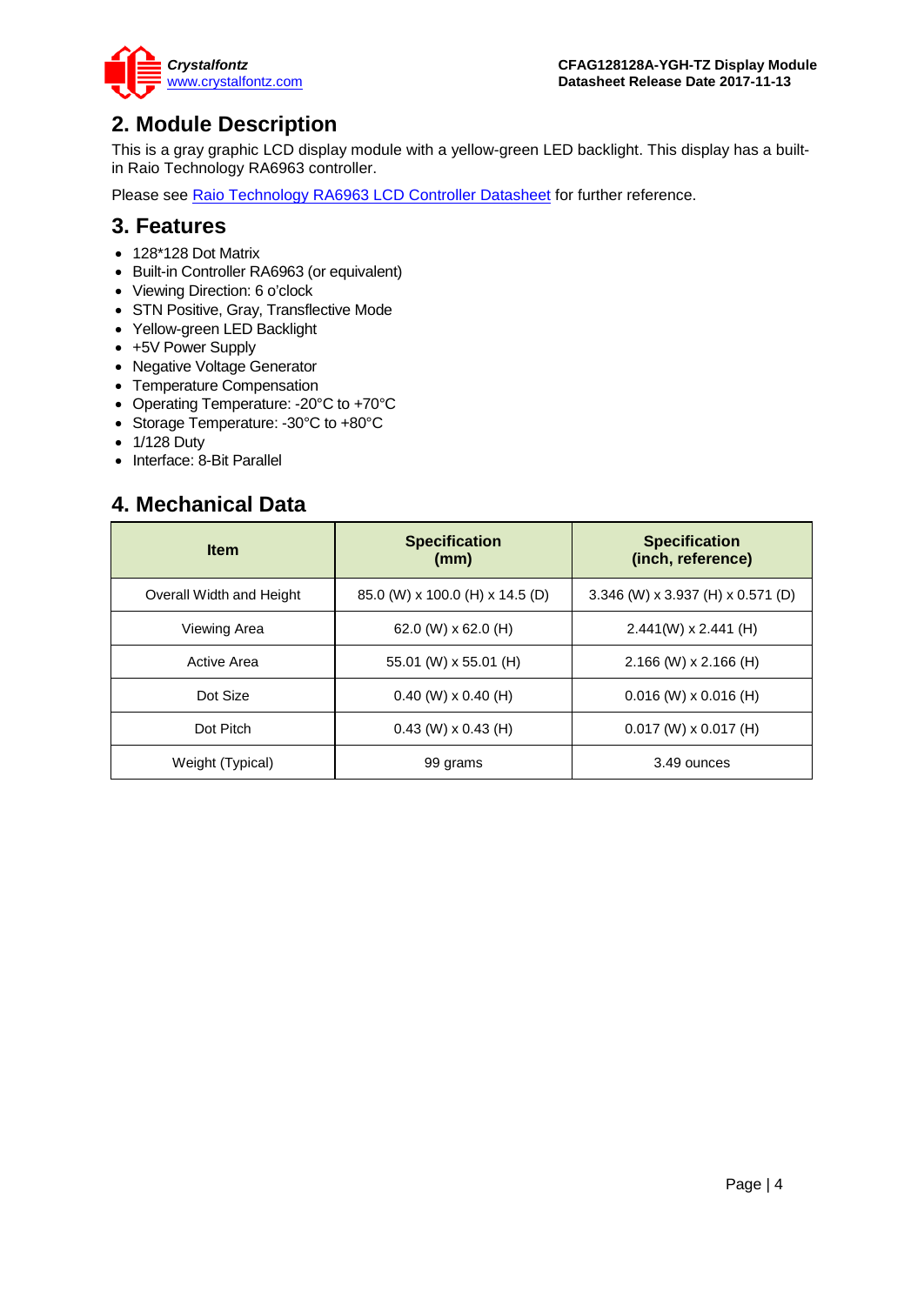## 2. Module Description

This is a gray graphic LCD display module with a yellow-green LED backlight. This display has a built-in Raio Technology RA6963 controller.

Please see Raio Technology RA6963 LCD Controller Datasheet for further reference.

## 3. Features

- 128*128 Dot Matrix
- Built-in Controller RA6963 (or equivalent)
- Viewing Direction: 6 o'clock
- STN Positive, Gray, Transflective Mode
- Yellow-green LED Backlight
- +5V Power Supply
- Negative Voltage Generator
- Temperature Compensation
- Operating Temperature: -20°C to +70°C
- Storage Temperature: -30°C to +80°C
- 1/128 Duty
- Interface: 8-Bit Parallel

## 4. Mechanical Data

| Item | Specification (mm) | Specification (inch, reference) |
|---|---|---|
| Overall Width and Height | 85.0 (W) x 100.0 (H) x 14.5 (D) | 3.346 (W) x 3.937 (H) x 0.571 (D) |
| Viewing Area | 62.0 (W) x 62.0 (H) | 2.441(W) x 2.441 (H) |
| Active Area | 55.01 (W) x 55.01 (H) | 2.166 (W) x 2.166 (H) |
| Dot Size | 0.40 (W) x 0.40 (H) | 0.016 (W) x 0.016 (H) |
| Dot Pitch | 0.43 (W) x 0.43 (H) | 0.017 (W) x 0.017 (H) |
| Weight (Typical) | 99 grams | 3.49 ounces |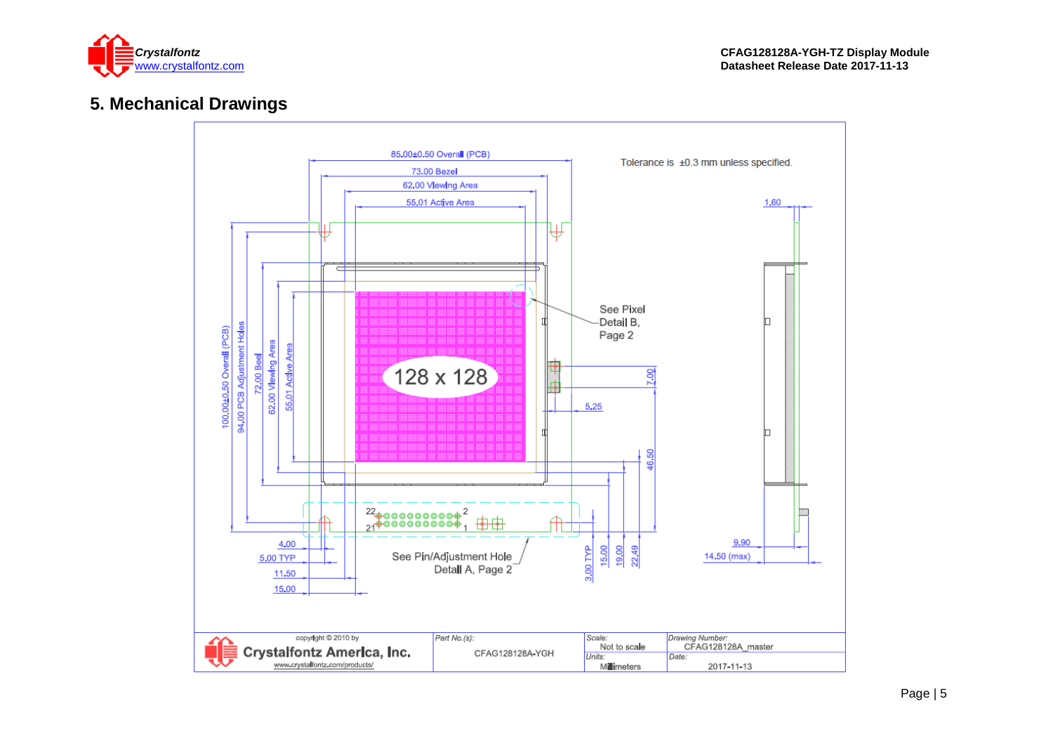## 5. Mechanical Drawings

Tolerance is ±0.3 mm unless specified.

85.00±0.50 Overall (PCB)
73.00 Bezel
62.00 Viewing Area
55.01 Active Area

1.60

See Pixel Detail B, Page 2

128 x 128

100.00±0.50 Overall (PCB)
94.00 PCB Adjustment Holes
72.00 Bezel
62.00 Viewing Area
55.01 Active Area

7.00
5.25
46.50

22 2
21 1

4.00
5.00 TYP
11.50
15.00

See Pin/Adjustment Hole Detail A, Page 2

3.00 TYP
15.00
19.00
22.49

9.90
14.50 (max)

| copyright © 2010 by Crystalfontz America, Inc. www.crystalfontz.com/products/ | Part No.(s): CFAG128128A-YGH | Scale: Not to scale | Drawing Number: CFAG128128A_master |
|---|---|---|---|
| | | Units: Millimeters | Date: 2017-11-13 |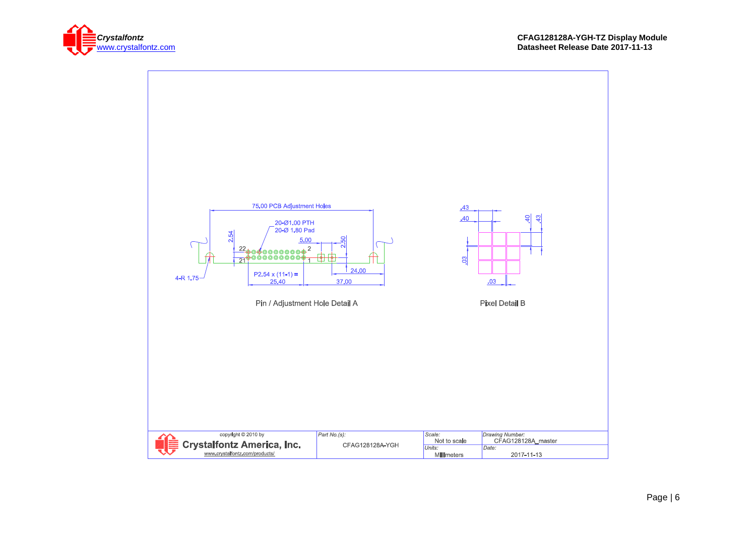75.00 PCB Adjustment Holes

20-Ø1.00 PTH

20-Ø 1.80 Pad

2.54

5.00

2.50

22

2

21

1

24.00

4-R 1.75

P2.54 x (11-1) =

25.40

37.00

Pin / Adjustment Hole Detail A

.43

.40

.40

.43

.03

.03

Pixel Detail B

| copyright © 2010 by Crystalfontz America, Inc. www.crystalfontz.com/products/ | *Part No.(s):* CFAG128128A-YGH | *Scale:* Not to scale | *Drawing Number:* CFAG128128A_master |
|---|---|---|---|
| | | *Units:* Millimeters | *Date:* 2017-11-13 |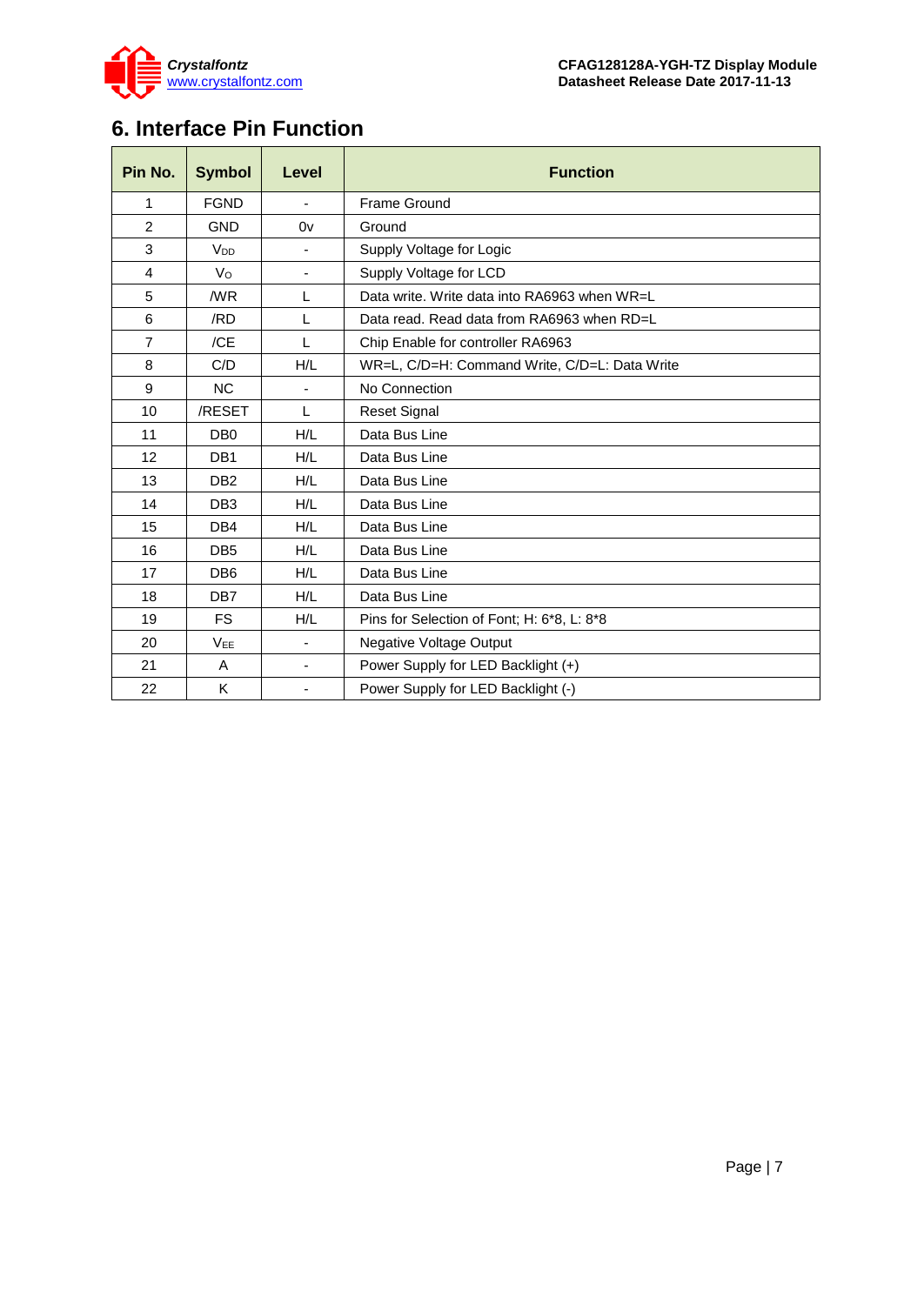# 6. Interface Pin Function

| Pin No. | Symbol | Level | Function |
|---|---|---|---|
| 1 | FGND | - | Frame Ground |
| 2 | GND | 0v | Ground |
| 3 | $V_{DD}$ | - | Supply Voltage for Logic |
| 4 | $V_{O}$ | - | Supply Voltage for LCD |
| 5 | /WR | L | Data write. Write data into RA6963 when WR=L |
| 6 | /RD | L | Data read. Read data from RA6963 when RD=L |
| 7 | /CE | L | Chip Enable for controller RA6963 |
| 8 | C/D | H/L | WR=L, C/D=H: Command Write, C/D=L: Data Write |
| 9 | NC | - | No Connection |
| 10 | /RESET | L | Reset Signal |
| 11 | DB0 | H/L | Data Bus Line |
| 12 | DB1 | H/L | Data Bus Line |
| 13 | DB2 | H/L | Data Bus Line |
| 14 | DB3 | H/L | Data Bus Line |
| 15 | DB4 | H/L | Data Bus Line |
| 16 | DB5 | H/L | Data Bus Line |
| 17 | DB6 | H/L | Data Bus Line |
| 18 | DB7 | H/L | Data Bus Line |
| 19 | FS | H/L | Pins for Selection of Font; H: 6*8, L: 8*8 |
| 20 | $V_{EE}$ | - | Negative Voltage Output |
| 21 | A | - | Power Supply for LED Backlight (+) |
| 22 | K | - | Power Supply for LED Backlight (-) |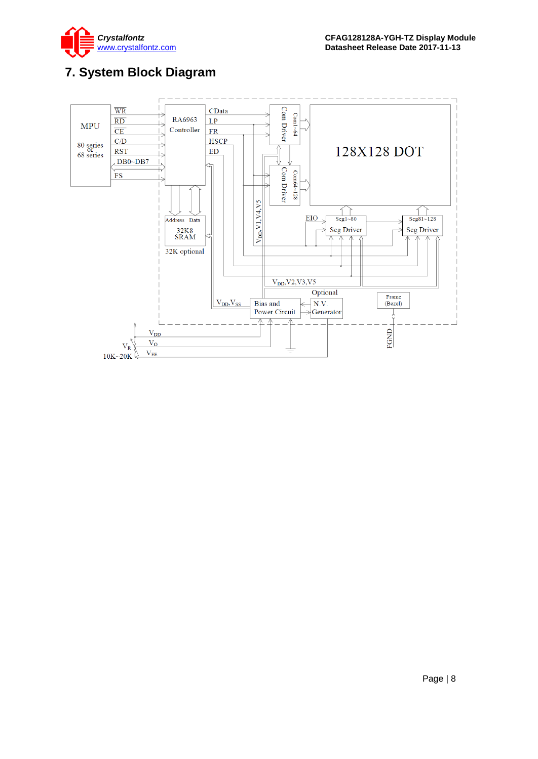# 7. System Block Diagram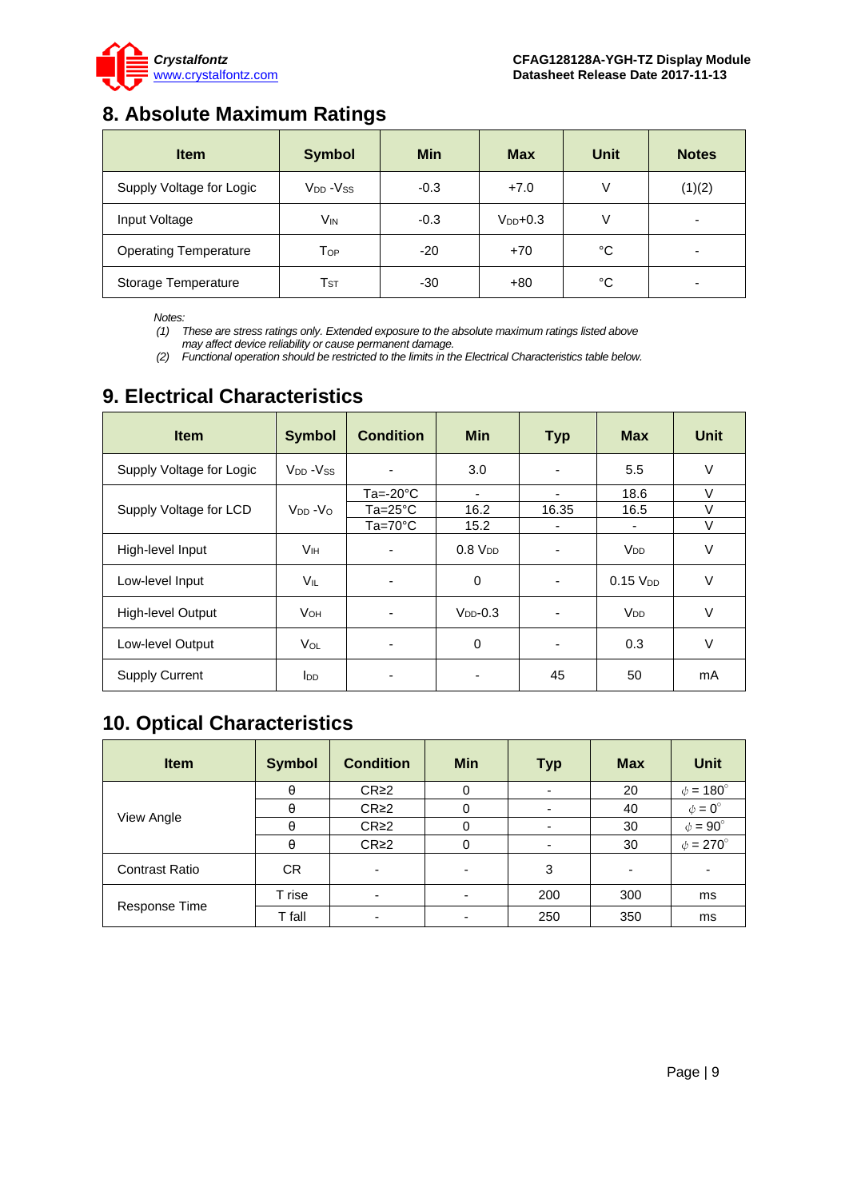## 8. Absolute Maximum Ratings

| Item | Symbol | Min | Max | Unit | Notes |
|---|---|---|---|---|---|
| Supply Voltage for Logic | $V_{DD}$ -$V_{SS}$ | -0.3 | +7.0 | V | (1)(2) |
| Input Voltage | $V_{IN}$ | -0.3 | $V_{DD}$+0.3 | V | - |
| Operating Temperature | $T_{OP}$ | -20 | +70 | °C | - |
| Storage Temperature | $T_{ST}$ | -30 | +80 | °C | - |

*Notes:*
*(1) These are stress ratings only. Extended exposure to the absolute maximum ratings listed above may affect device reliability or cause permanent damage.*
*(2) Functional operation should be restricted to the limits in the Electrical Characteristics table below.*

## 9. Electrical Characteristics

| Item | Symbol | Condition | Min | Typ | Max | Unit |
|---|---|---|---|---|---|---|
| Supply Voltage for Logic | $V_{DD}$ -$V_{SS}$ | - | 3.0 | - | 5.5 | V |
| Supply Voltage for LCD | $V_{DD}$ -$V_{O}$ | Ta=-20°C | - | - | 18.6 | V |
| | | Ta=25°C | 16.2 | 16.35 | 16.5 | V |
| | | Ta=70°C | 15.2 | - | - | V |
| High-level Input | $V_{IH}$ | - | 0.8 $V_{DD}$ | - | $V_{DD}$ | V |
| Low-level Input | $V_{IL}$ | - | 0 | - | 0.15 $V_{DD}$ | V |
| High-level Output | $V_{OH}$ | - | $V_{DD}$-0.3 | - | $V_{DD}$ | V |
| Low-level Output | $V_{OL}$ | - | 0 | - | 0.3 | V |
| Supply Current | $I_{DD}$ | - | - | 45 | 50 | mA |

## 10. Optical Characteristics

| Item | Symbol | Condition | Min | Typ | Max | Unit |
|---|---|---|---|---|---|---|
| View Angle | θ | CR≥2 | 0 | - | 20 | $\phi$ = 180° |
| | θ | CR≥2 | 0 | - | 40 | $\phi$ = 0° |
| | θ | CR≥2 | 0 | - | 30 | $\phi$ = 90° |
| | θ | CR≥2 | 0 | - | 30 | $\phi$ = 270° |
| Contrast Ratio | CR | - | - | 3 | - | - |
| Response Time | T rise | - | - | 200 | 300 | ms |
| | T fall | - | - | 250 | 350 | ms |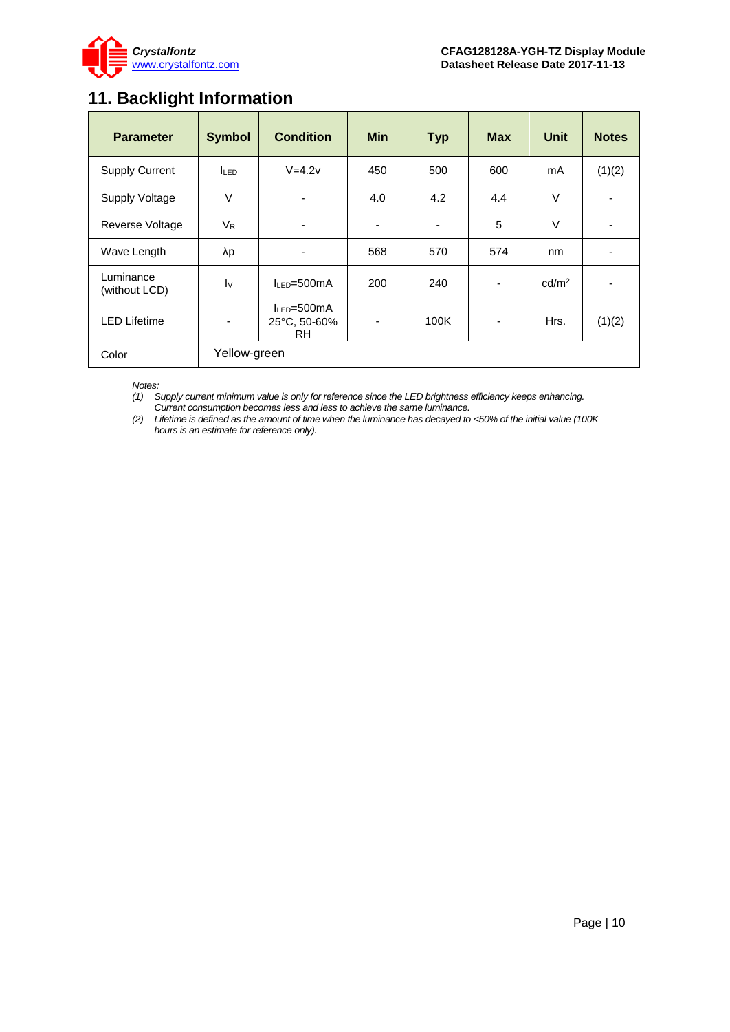# 11. Backlight Information

| Parameter | Symbol | Condition | Min | Typ | Max | Unit | Notes |
|---|---|---|---|---|---|---|---|
| Supply Current | $I_{LED}$ | V=4.2v | 450 | 500 | 600 | mA | (1)(2) |
| Supply Voltage | V | - | 4.0 | 4.2 | 4.4 | V | - |
| Reverse Voltage | $V_R$ | - | - | - | 5 | V | - |
| Wave Length | λp | - | 568 | 570 | 574 | nm | - |
| Luminance (without LCD) | $I_V$ | $I_{LED}$=500mA | 200 | 240 | - | $cd/m^2$ | - |
| LED Lifetime | - | $I_{LED}$=500mA 25°C, 50-60% RH | - | 100K | - | Hrs. | (1)(2) |
| Color | Yellow-green | | | | | | |

*Notes:*

*(1) Supply current minimum value is only for reference since the LED brightness efficiency keeps enhancing. Current consumption becomes less and less to achieve the same luminance.*

*(2) Lifetime is defined as the amount of time when the luminance has decayed to <50% of the initial value (100K hours is an estimate for reference only).*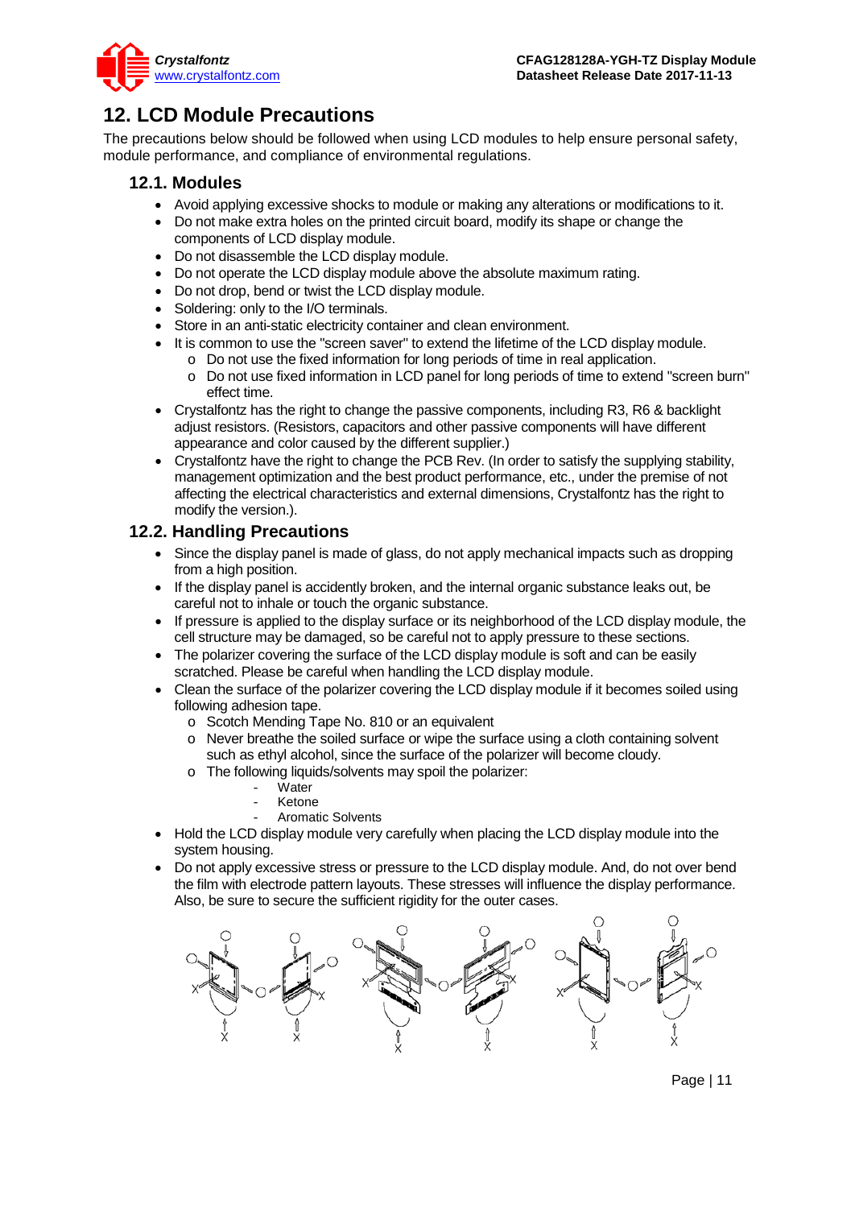## 12. LCD Module Precautions

The precautions below should be followed when using LCD modules to help ensure personal safety, module performance, and compliance of environmental regulations.

### 12.1. Modules

- Avoid applying excessive shocks to module or making any alterations or modifications to it.
- Do not make extra holes on the printed circuit board, modify its shape or change the components of LCD display module.
- Do not disassemble the LCD display module.
- Do not operate the LCD display module above the absolute maximum rating.
- Do not drop, bend or twist the LCD display module.
- Soldering: only to the I/O terminals.
- Store in an anti-static electricity container and clean environment.
- It is common to use the "screen saver" to extend the lifetime of the LCD display module.
  - Do not use the fixed information for long periods of time in real application.
  - Do not use fixed information in LCD panel for long periods of time to extend "screen burn" effect time.
- Crystalfontz has the right to change the passive components, including R3, R6 & backlight adjust resistors. (Resistors, capacitors and other passive components will have different appearance and color caused by the different supplier.)
- Crystalfontz have the right to change the PCB Rev. (In order to satisfy the supplying stability, management optimization and the best product performance, etc., under the premise of not affecting the electrical characteristics and external dimensions, Crystalfontz has the right to modify the version.).

### 12.2. Handling Precautions

- Since the display panel is made of glass, do not apply mechanical impacts such as dropping from a high position.
- If the display panel is accidently broken, and the internal organic substance leaks out, be careful not to inhale or touch the organic substance.
- If pressure is applied to the display surface or its neighborhood of the LCD display module, the cell structure may be damaged, so be careful not to apply pressure to these sections.
- The polarizer covering the surface of the LCD display module is soft and can be easily scratched. Please be careful when handling the LCD display module.
- Clean the surface of the polarizer covering the LCD display module if it becomes soiled using following adhesion tape.
  - Scotch Mending Tape No. 810 or an equivalent
  - Never breathe the soiled surface or wipe the surface using a cloth containing solvent such as ethyl alcohol, since the surface of the polarizer will become cloudy.
  - The following liquids/solvents may spoil the polarizer:
    - Water
    - Ketone
    - Aromatic Solvents
- Hold the LCD display module very carefully when placing the LCD display module into the system housing.
- Do not apply excessive stress or pressure to the LCD display module. And, do not over bend the film with electrode pattern layouts. These stresses will influence the display performance. Also, be sure to secure the sufficient rigidity for the outer cases.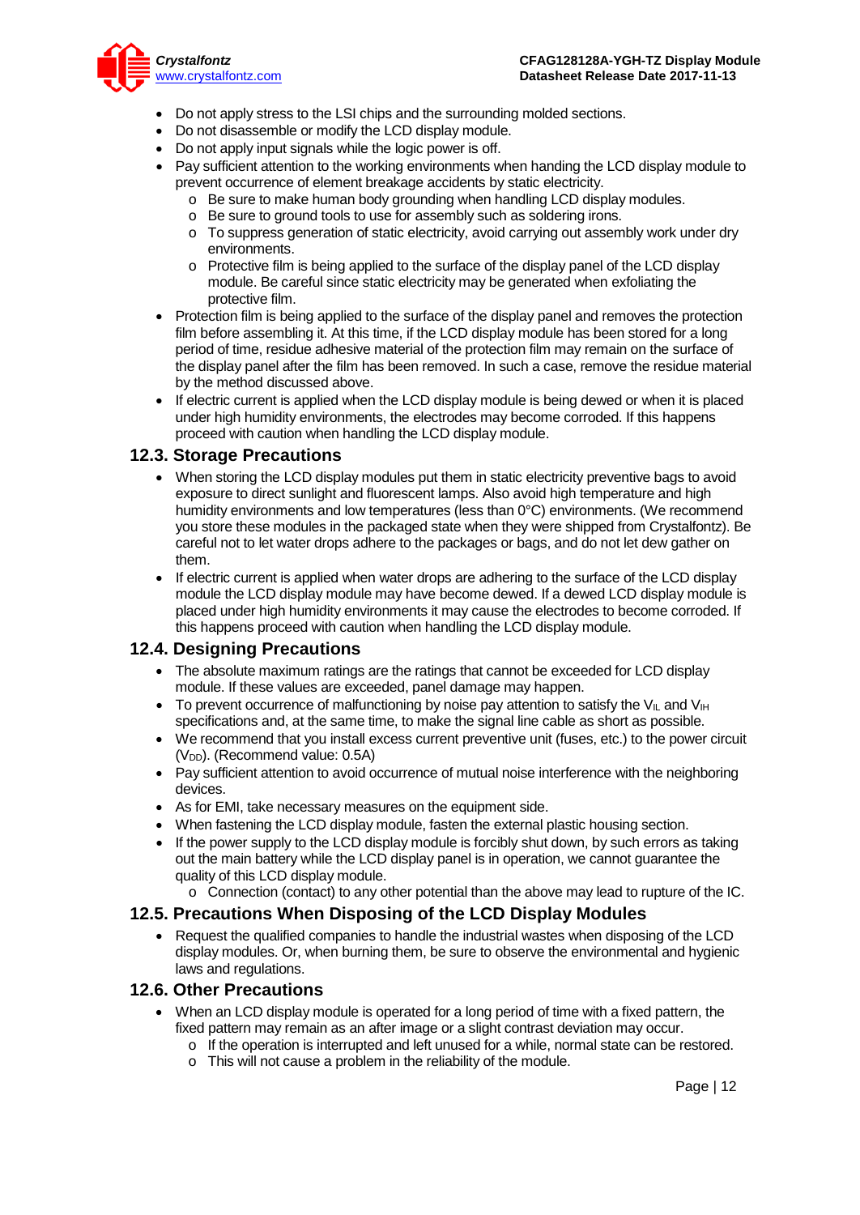- Do not apply stress to the LSI chips and the surrounding molded sections.
- Do not disassemble or modify the LCD display module.
- Do not apply input signals while the logic power is off.
- Pay sufficient attention to the working environments when handing the LCD display module to prevent occurrence of element breakage accidents by static electricity.
  - Be sure to make human body grounding when handling LCD display modules.
  - Be sure to ground tools to use for assembly such as soldering irons.
  - To suppress generation of static electricity, avoid carrying out assembly work under dry environments.
  - Protective film is being applied to the surface of the display panel of the LCD display module. Be careful since static electricity may be generated when exfoliating the protective film.
- Protection film is being applied to the surface of the display panel and removes the protection film before assembling it. At this time, if the LCD display module has been stored for a long period of time, residue adhesive material of the protection film may remain on the surface of the display panel after the film has been removed. In such a case, remove the residue material by the method discussed above.
- If electric current is applied when the LCD display module is being dewed or when it is placed under high humidity environments, the electrodes may become corroded. If this happens proceed with caution when handling the LCD display module.

## 12.3. Storage Precautions

- When storing the LCD display modules put them in static electricity preventive bags to avoid exposure to direct sunlight and fluorescent lamps. Also avoid high temperature and high humidity environments and low temperatures (less than 0°C) environments. (We recommend you store these modules in the packaged state when they were shipped from Crystalfontz). Be careful not to let water drops adhere to the packages or bags, and do not let dew gather on them.
- If electric current is applied when water drops are adhering to the surface of the LCD display module the LCD display module may have become dewed. If a dewed LCD display module is placed under high humidity environments it may cause the electrodes to become corroded. If this happens proceed with caution when handling the LCD display module.

## 12.4. Designing Precautions

- The absolute maximum ratings are the ratings that cannot be exceeded for LCD display module. If these values are exceeded, panel damage may happen.
- To prevent occurrence of malfunctioning by noise pay attention to satisfy the $V_{IL}$ and $V_{IH}$ specifications and, at the same time, to make the signal line cable as short as possible.
- We recommend that you install excess current preventive unit (fuses, etc.) to the power circuit ($V_{DD}$). (Recommend value: 0.5A)
- Pay sufficient attention to avoid occurrence of mutual noise interference with the neighboring devices.
- As for EMI, take necessary measures on the equipment side.
- When fastening the LCD display module, fasten the external plastic housing section.
- If the power supply to the LCD display module is forcibly shut down, by such errors as taking out the main battery while the LCD display panel is in operation, we cannot guarantee the quality of this LCD display module.
  - Connection (contact) to any other potential than the above may lead to rupture of the IC.

## 12.5. Precautions When Disposing of the LCD Display Modules

- Request the qualified companies to handle the industrial wastes when disposing of the LCD display modules. Or, when burning them, be sure to observe the environmental and hygienic laws and regulations.

## 12.6. Other Precautions

- When an LCD display module is operated for a long period of time with a fixed pattern, the fixed pattern may remain as an after image or a slight contrast deviation may occur.
  - If the operation is interrupted and left unused for a while, normal state can be restored.
  - This will not cause a problem in the reliability of the module.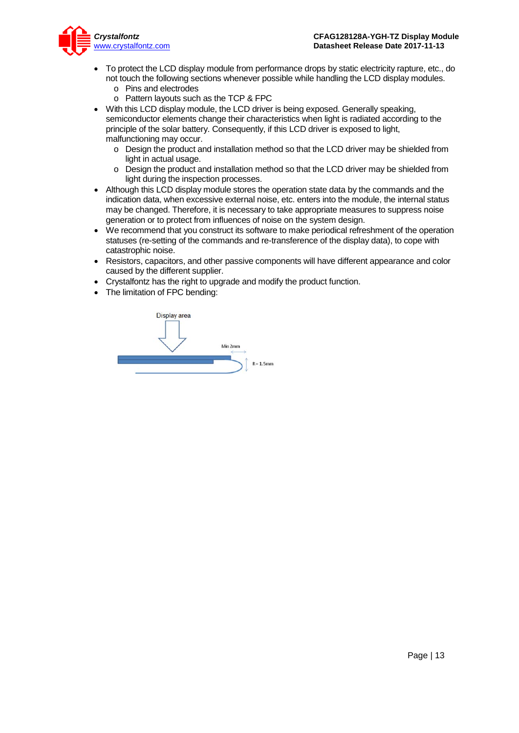- To protect the LCD display module from performance drops by static electricity rapture, etc., do not touch the following sections whenever possible while handling the LCD display modules.
  - Pins and electrodes
  - Pattern layouts such as the TCP & FPC
- With this LCD display module, the LCD driver is being exposed. Generally speaking, semiconductor elements change their characteristics when light is radiated according to the principle of the solar battery. Consequently, if this LCD driver is exposed to light, malfunctioning may occur.
  - Design the product and installation method so that the LCD driver may be shielded from light in actual usage.
  - Design the product and installation method so that the LCD driver may be shielded from light during the inspection processes.
- Although this LCD display module stores the operation state data by the commands and the indication data, when excessive external noise, etc. enters into the module, the internal status may be changed. Therefore, it is necessary to take appropriate measures to suppress noise generation or to protect from influences of noise on the system design.
- We recommend that you construct its software to make periodical refreshment of the operation statuses (re-setting of the commands and re-transference of the display data), to cope with catastrophic noise.
- Resistors, capacitors, and other passive components will have different appearance and color caused by the different supplier.
- Crystalfontz has the right to upgrade and modify the product function.
- The limitation of FPC bending:

Display area

Min 2mm

R= 1.5mm